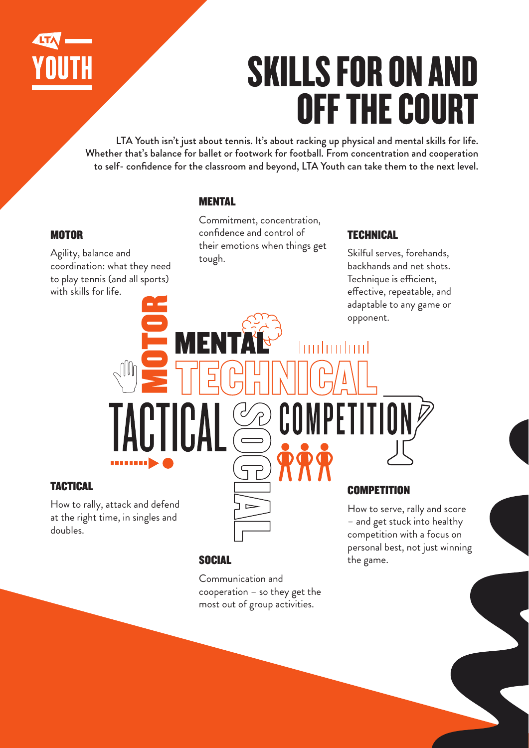# SKILLS FOR ON AND OFF THE COURT

LTA Youth isn't just about tennis. It's about racking up physical and mental skills for life. Whether that's balance for ballet or footwork for football. From concentration and cooperation to self- confidence for the classroom and beyond, LTA Youth can take them to the next level.

### MOTOR

Agility, balance and coordination: what they need to play tennis (and all sports) with skills for life.

### MENTAL

Commitment, concentration, confidence and control of their emotions when things get tough.

### TECHNICAL

Skilful serves, forehands, backhands and net shots. Technique is efficient, effective, repeatable, and adaptable to any game or opponent.

### TACTICAL

How to rally, attack and defend at the right time, in singles and doubles.

### SOCIAL

Communication and cooperation – so they get the most out of group activities.

### COMPETITION

How to serve, rally and score – and get stuck into healthy competition with a focus on personal best, not just winning the game.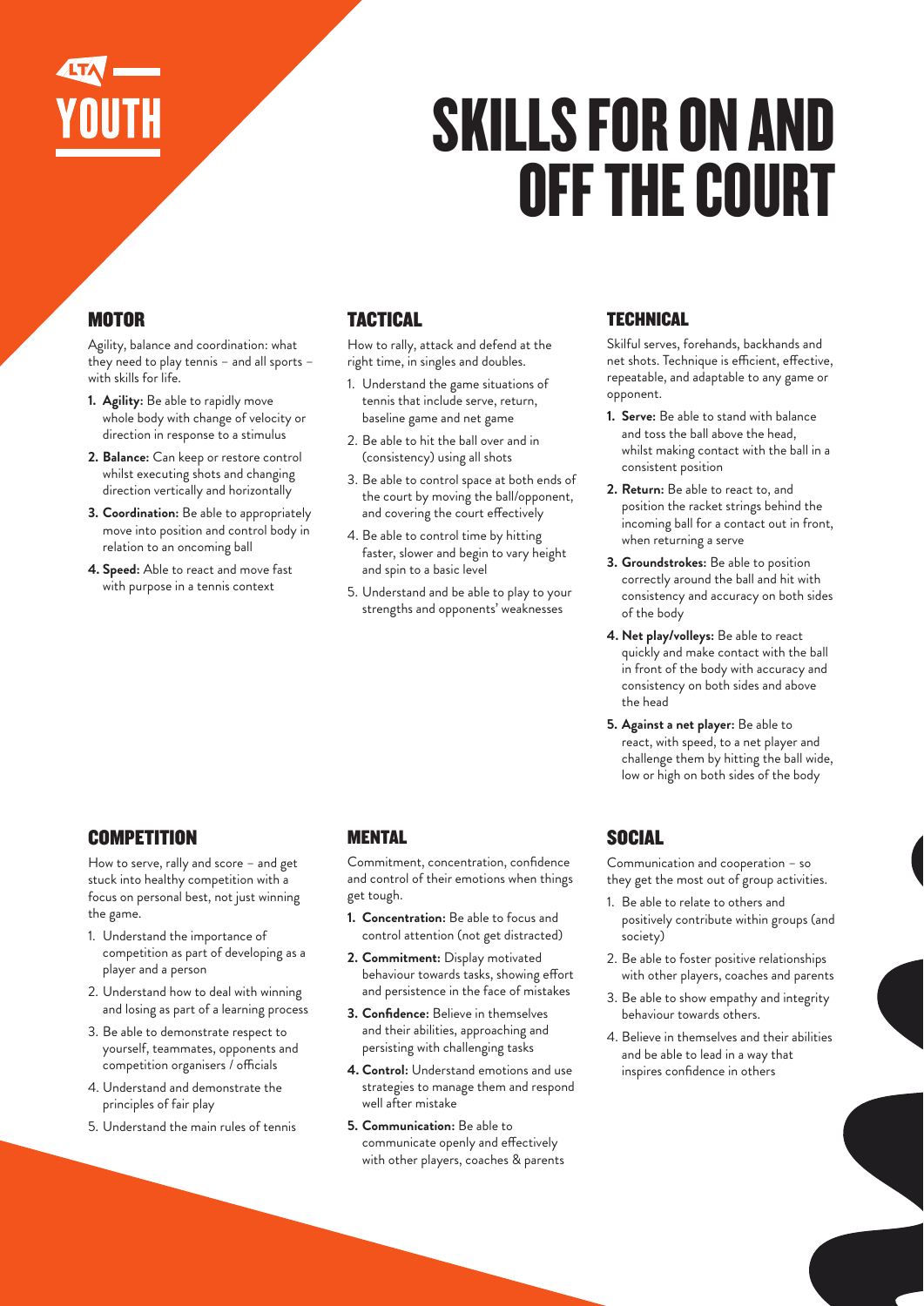LTA YOUTH

# SKILLS FOR ON AND OFF THE COURT

## MOTOR

Agility, balance and coordination: what they need to play tennis – and all sports – with skills for life.

1. **Agility:** Be able to rapidly move whole body with change of velocity or direction in response to a stimulus
2. **Balance:** Can keep or restore control whilst executing shots and changing direction vertically and horizontally
3. **Coordination:** Be able to appropriately move into position and control body in relation to an oncoming ball
4. **Speed:** Able to react and move fast with purpose in a tennis context

## TACTICAL

How to rally, attack and defend at the right time, in singles and doubles.

1. Understand the game situations of tennis that include serve, return, baseline game and net game
2. Be able to hit the ball over and in (consistency) using all shots
3. Be able to control space at both ends of the court by moving the ball/opponent, and covering the court effectively
4. Be able to control time by hitting faster, slower and begin to vary height and spin to a basic level
5. Understand and be able to play to your strengths and opponents' weaknesses

## TECHNICAL

Skilful serves, forehands, backhands and net shots. Technique is efficient, effective, repeatable, and adaptable to any game or opponent.

1. **Serve:** Be able to stand with balance and toss the ball above the head, whilst making contact with the ball in a consistent position
2. **Return:** Be able to react to, and position the racket strings behind the incoming ball for a contact out in front, when returning a serve
3. **Groundstrokes:** Be able to position correctly around the ball and hit with consistency and accuracy on both sides of the body
4. **Net play/volleys:** Be able to react quickly and make contact with the ball in front of the body with accuracy and consistency on both sides and above the head
5. **Against a net player:** Be able to react, with speed, to a net player and challenge them by hitting the ball wide, low or high on both sides of the body

## COMPETITION

How to serve, rally and score – and get stuck into healthy competition with a focus on personal best, not just winning the game.

1. Understand the importance of competition as part of developing as a player and a person
2. Understand how to deal with winning and losing as part of a learning process
3. Be able to demonstrate respect to yourself, teammates, opponents and competition organisers / officials
4. Understand and demonstrate the principles of fair play
5. Understand the main rules of tennis

## MENTAL

Commitment, concentration, confidence and control of their emotions when things get tough.

1. **Concentration:** Be able to focus and control attention (not get distracted)
2. **Commitment:** Display motivated behaviour towards tasks, showing effort and persistence in the face of mistakes
3. **Confidence:** Believe in themselves and their abilities, approaching and persisting with challenging tasks
4. **Control:** Understand emotions and use strategies to manage them and respond well after mistake
5. **Communication:** Be able to communicate openly and effectively with other players, coaches & parents

## SOCIAL

Communication and cooperation – so they get the most out of group activities.

1. Be able to relate to others and positively contribute within groups (and society)
2. Be able to foster positive relationships with other players, coaches and parents
3. Be able to show empathy and integrity behaviour towards others.
4. Believe in themselves and their abilities and be able to lead in a way that inspires confidence in others